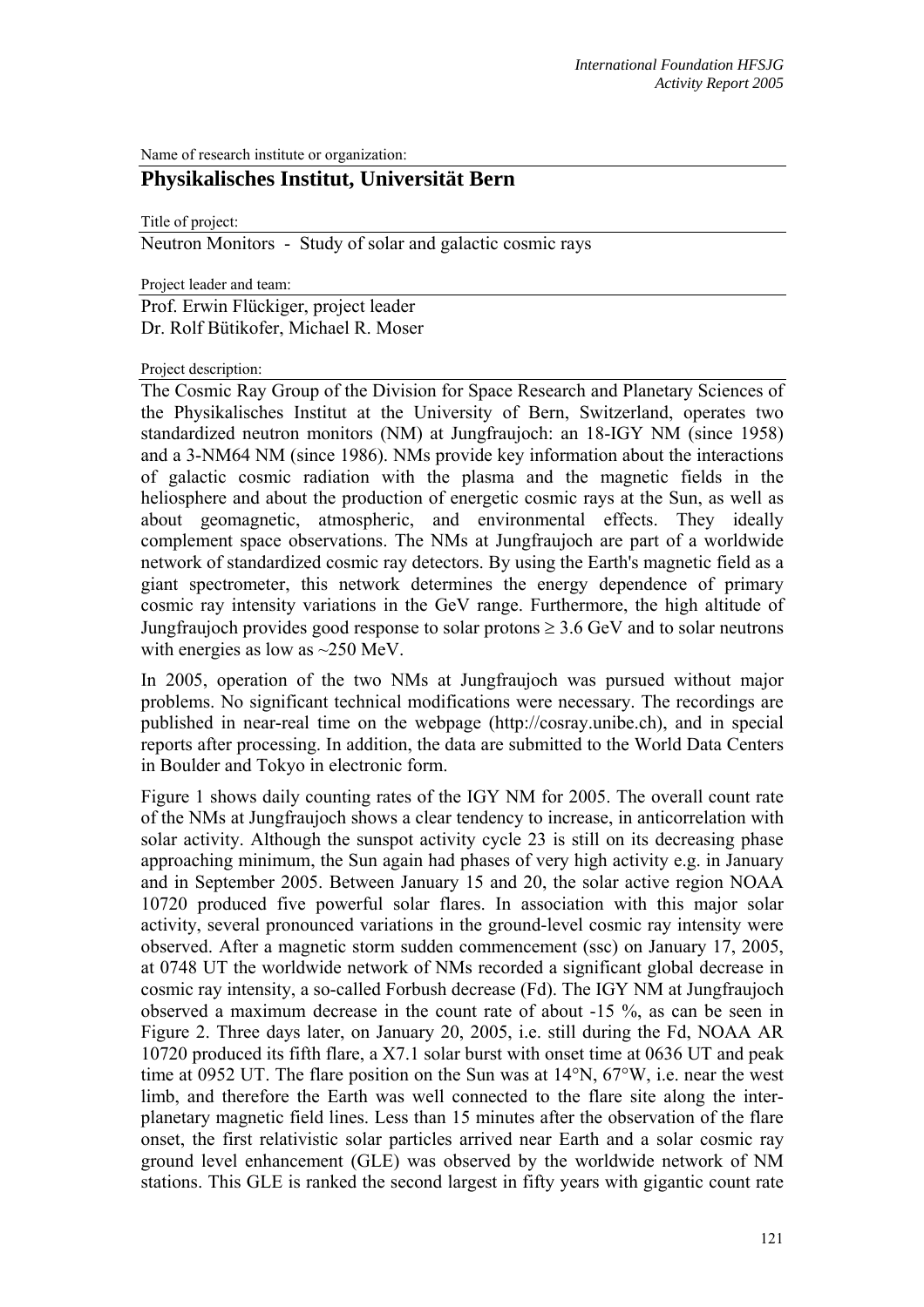Name of research institute or organization:

# Physikalisches Institut, Universität Bern

Title of project:

Neutron Monitors - Study of solar and galactic cosmic rays

Project leader and team:

Prof. Erwin Flückiger, project leader
Dr. Rolf Bütikofer, Michael R. Moser

Project description:

The Cosmic Ray Group of the Division for Space Research and Planetary Sciences of the Physikalisches Institut at the University of Bern, Switzerland, operates two standardized neutron monitors (NM) at Jungfraujoch: an 18-IGY NM (since 1958) and a 3-NM64 NM (since 1986). NMs provide key information about the interactions of galactic cosmic radiation with the plasma and the magnetic fields in the heliosphere and about the production of energetic cosmic rays at the Sun, as well as about geomagnetic, atmospheric, and environmental effects. They ideally complement space observations. The NMs at Jungfraujoch are part of a worldwide network of standardized cosmic ray detectors. By using the Earth's magnetic field as a giant spectrometer, this network determines the energy dependence of primary cosmic ray intensity variations in the GeV range. Furthermore, the high altitude of Jungfraujoch provides good response to solar protons ≥ 3.6 GeV and to solar neutrons with energies as low as ~250 MeV.

In 2005, operation of the two NMs at Jungfraujoch was pursued without major problems. No significant technical modifications were necessary. The recordings are published in near-real time on the webpage (http://cosray.unibe.ch), and in special reports after processing. In addition, the data are submitted to the World Data Centers in Boulder and Tokyo in electronic form.

Figure 1 shows daily counting rates of the IGY NM for 2005. The overall count rate of the NMs at Jungfraujoch shows a clear tendency to increase, in anticorrelation with solar activity. Although the sunspot activity cycle 23 is still on its decreasing phase approaching minimum, the Sun again had phases of very high activity e.g. in January and in September 2005. Between January 15 and 20, the solar active region NOAA 10720 produced five powerful solar flares. In association with this major solar activity, several pronounced variations in the ground-level cosmic ray intensity were observed. After a magnetic storm sudden commencement (ssc) on January 17, 2005, at 0748 UT the worldwide network of NMs recorded a significant global decrease in cosmic ray intensity, a so-called Forbush decrease (Fd). The IGY NM at Jungfraujoch observed a maximum decrease in the count rate of about -15 %, as can be seen in Figure 2. Three days later, on January 20, 2005, i.e. still during the Fd, NOAA AR 10720 produced its fifth flare, a X7.1 solar burst with onset time at 0636 UT and peak time at 0952 UT. The flare position on the Sun was at 14°N, 67°W, i.e. near the west limb, and therefore the Earth was well connected to the flare site along the interplanetary magnetic field lines. Less than 15 minutes after the observation of the flare onset, the first relativistic solar particles arrived near Earth and a solar cosmic ray ground level enhancement (GLE) was observed by the worldwide network of NM stations. This GLE is ranked the second largest in fifty years with gigantic count rate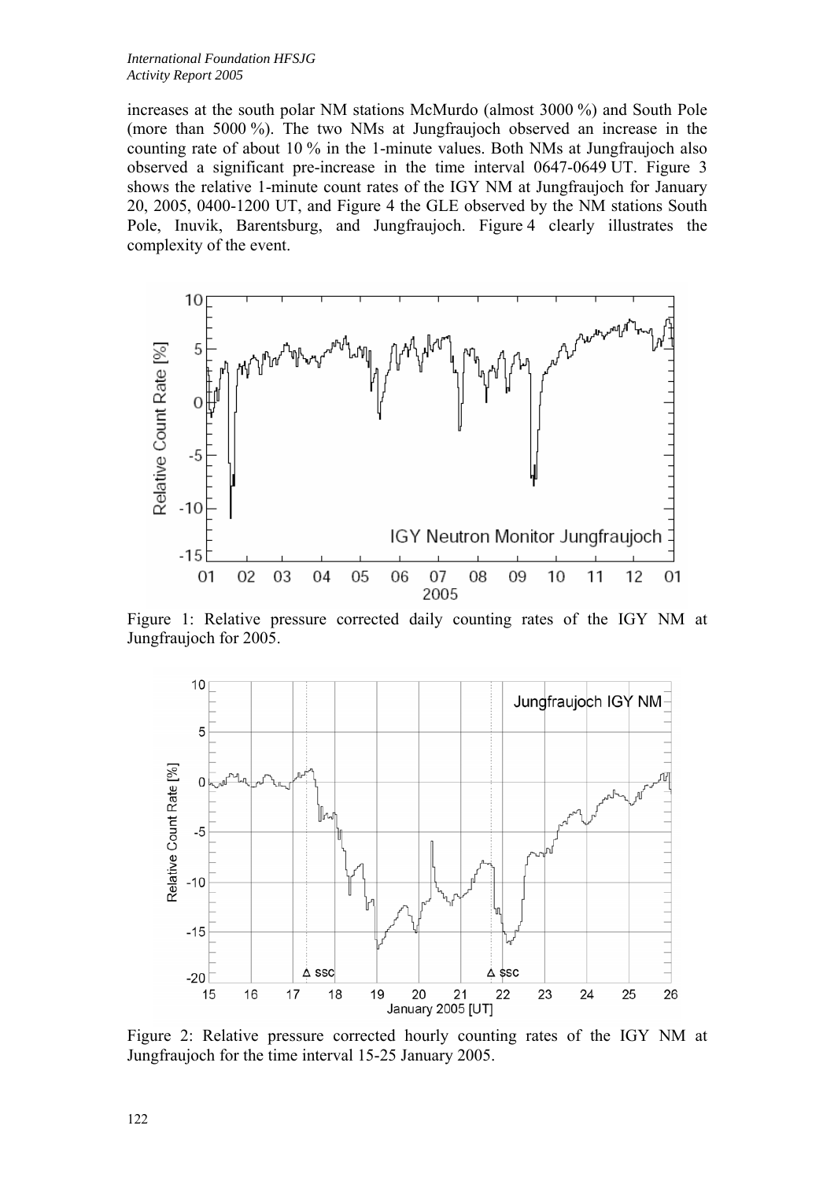increases at the south polar NM stations McMurdo (almost 3000 %) and South Pole (more than 5000 %). The two NMs at Jungfraujoch observed an increase in the counting rate of about 10 % in the 1-minute values. Both NMs at Jungfraujoch also observed a significant pre-increase in the time interval 0647-0649 UT. Figure 3 shows the relative 1-minute count rates of the IGY NM at Jungfraujoch for January 20, 2005, 0400-1200 UT, and Figure 4 the GLE observed by the NM stations South Pole, Inuvik, Barentsburg, and Jungfraujoch. Figure 4 clearly illustrates the complexity of the event.

Figure 1: Relative pressure corrected daily counting rates of the IGY NM at Jungfraujoch for 2005.

Figure 2: Relative pressure corrected hourly counting rates of the IGY NM at Jungfraujoch for the time interval 15-25 January 2005.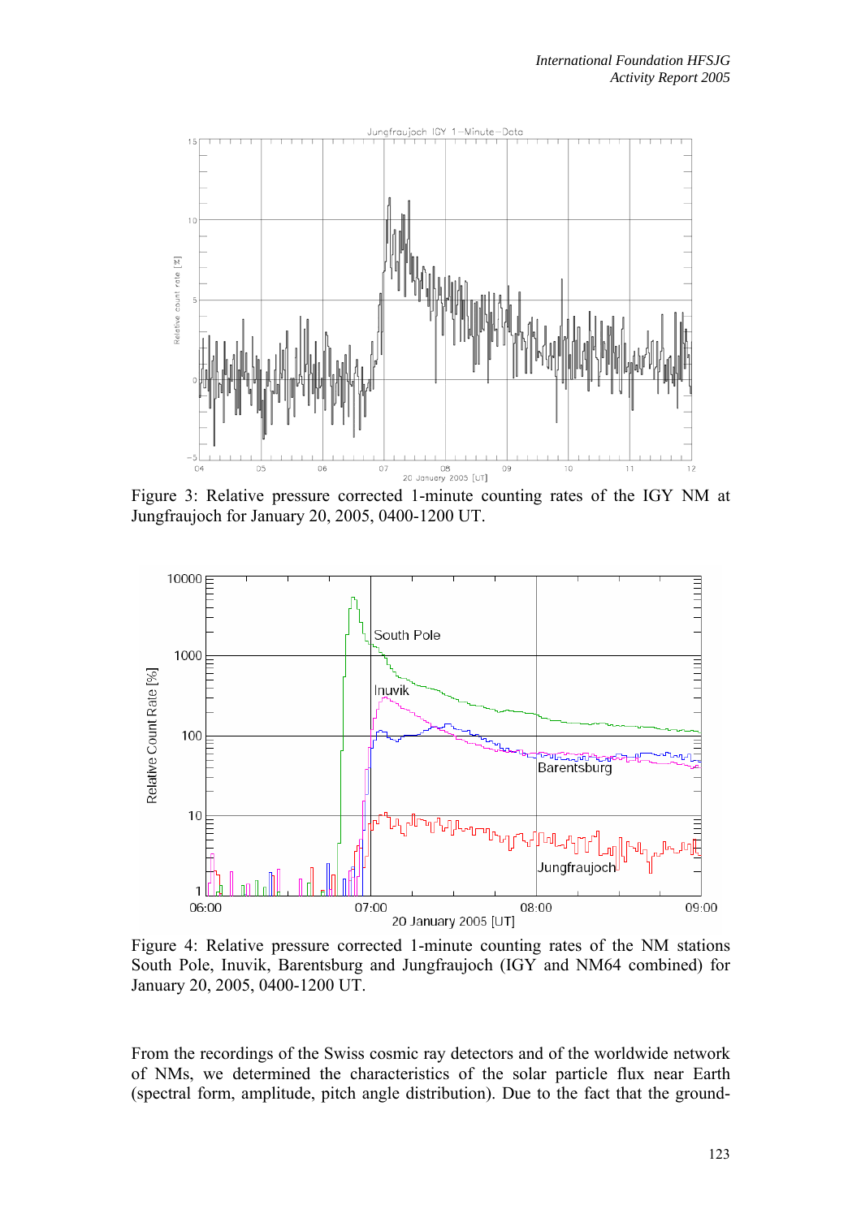Figure 3: Relative pressure corrected 1-minute counting rates of the IGY NM at Jungfraujoch for January 20, 2005, 0400-1200 UT.

Figure 4: Relative pressure corrected 1-minute counting rates of the NM stations South Pole, Inuvik, Barentsburg and Jungfraujoch (IGY and NM64 combined) for January 20, 2005, 0400-1200 UT.

From the recordings of the Swiss cosmic ray detectors and of the worldwide network of NMs, we determined the characteristics of the solar particle flux near Earth (spectral form, amplitude, pitch angle distribution). Due to the fact that the ground-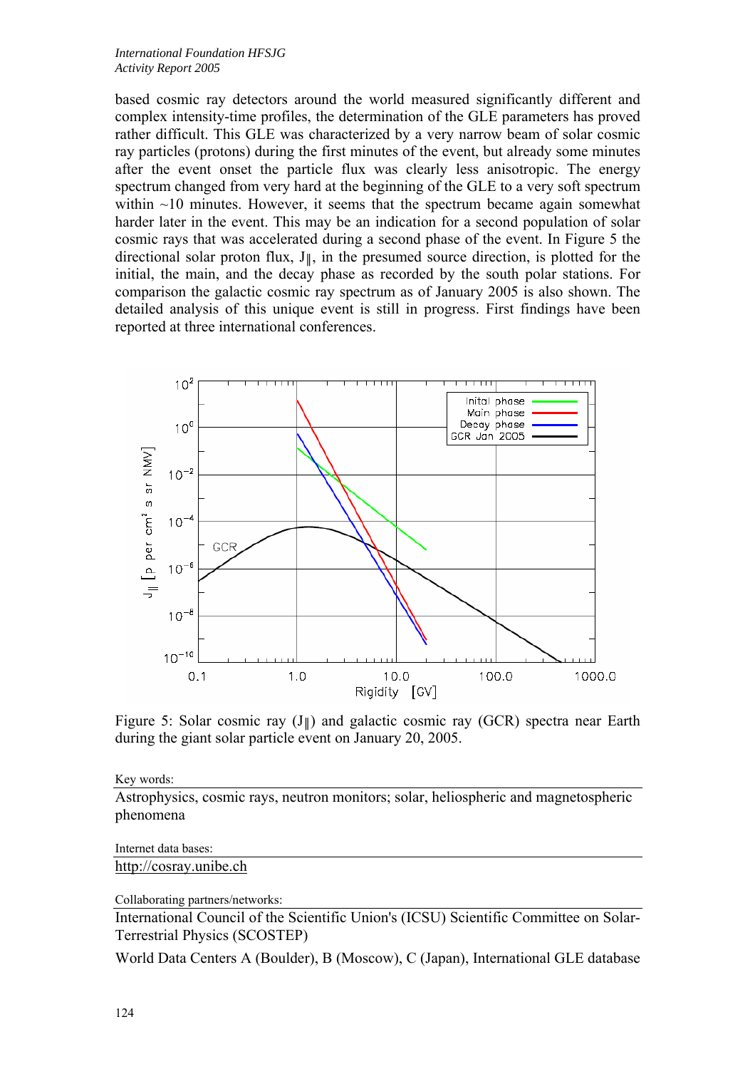based cosmic ray detectors around the world measured significantly different and complex intensity-time profiles, the determination of the GLE parameters has proved rather difficult. This GLE was characterized by a very narrow beam of solar cosmic ray particles (protons) during the first minutes of the event, but already some minutes after the event onset the particle flux was clearly less anisotropic. The energy spectrum changed from very hard at the beginning of the GLE to a very soft spectrum within ~10 minutes. However, it seems that the spectrum became again somewhat harder later in the event. This may be an indication for a second population of solar cosmic rays that was accelerated during a second phase of the event. In Figure 5 the directional solar proton flux, $J_{\|}$, in the presumed source direction, is plotted for the initial, the main, and the decay phase as recorded by the south polar stations. For comparison the galactic cosmic ray spectrum as of January 2005 is also shown. The detailed analysis of this unique event is still in progress. First findings have been reported at three international conferences.

Figure 5: Solar cosmic ray ($J_{\|}$) and galactic cosmic ray (GCR) spectra near Earth during the giant solar particle event on January 20, 2005.

Key words:

Astrophysics, cosmic rays, neutron monitors; solar, heliospheric and magnetospheric phenomena

Internet data bases:

http://cosray.unibe.ch

Collaborating partners/networks:

International Council of the Scientific Union's (ICSU) Scientific Committee on Solar-Terrestrial Physics (SCOSTEP)

World Data Centers A (Boulder), B (Moscow), C (Japan), International GLE database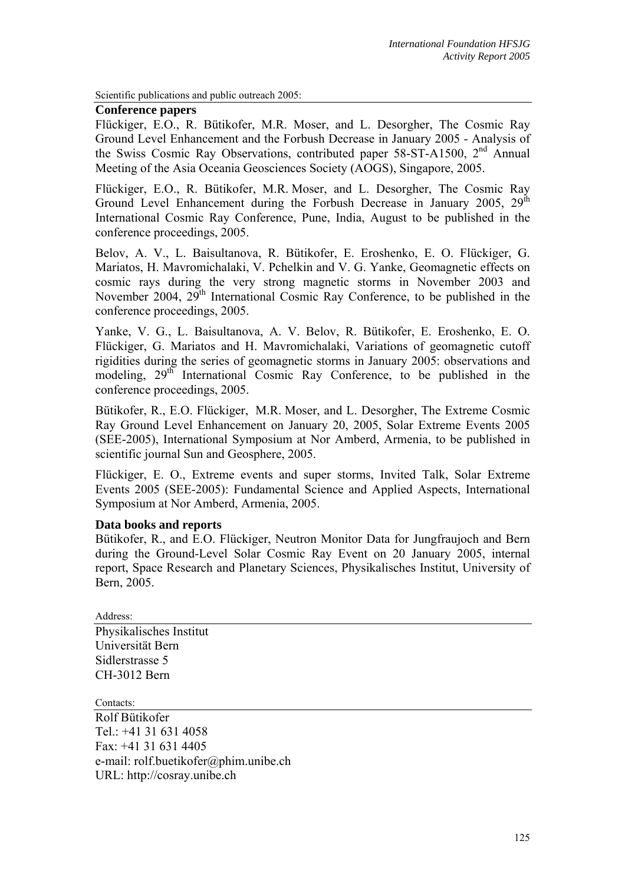Scientific publications and public outreach 2005:

### Conference papers

Flückiger, E.O., R. Bütikofer, M.R. Moser, and L. Desorgher, The Cosmic Ray Ground Level Enhancement and the Forbush Decrease in January 2005 - Analysis of the Swiss Cosmic Ray Observations, contributed paper 58-ST-A1500, 2nd Annual Meeting of the Asia Oceania Geosciences Society (AOGS), Singapore, 2005.

Flückiger, E.O., R. Bütikofer, M.R. Moser, and L. Desorgher, The Cosmic Ray Ground Level Enhancement during the Forbush Decrease in January 2005, 29th International Cosmic Ray Conference, Pune, India, August to be published in the conference proceedings, 2005.

Belov, A. V., L. Baisultanova, R. Bütikofer, E. Eroshenko, E. O. Flückiger, G. Mariatos, H. Mavromichalaki, V. Pchelkin and V. G. Yanke, Geomagnetic effects on cosmic rays during the very strong magnetic storms in November 2003 and November 2004, 29th International Cosmic Ray Conference, to be published in the conference proceedings, 2005.

Yanke, V. G., L. Baisultanova, A. V. Belov, R. Bütikofer, E. Eroshenko, E. O. Flückiger, G. Mariatos and H. Mavromichalaki, Variations of geomagnetic cutoff rigidities during the series of geomagnetic storms in January 2005: observations and modeling, 29th International Cosmic Ray Conference, to be published in the conference proceedings, 2005.

Bütikofer, R., E.O. Flückiger, M.R. Moser, and L. Desorgher, The Extreme Cosmic Ray Ground Level Enhancement on January 20, 2005, Solar Extreme Events 2005 (SEE-2005), International Symposium at Nor Amberd, Armenia, to be published in scientific journal Sun and Geosphere, 2005.

Flückiger, E. O., Extreme events and super storms, Invited Talk, Solar Extreme Events 2005 (SEE-2005): Fundamental Science and Applied Aspects, International Symposium at Nor Amberd, Armenia, 2005.

### Data books and reports

Bütikofer, R., and E.O. Flückiger, Neutron Monitor Data for Jungfraujoch and Bern during the Ground-Level Solar Cosmic Ray Event on 20 January 2005, internal report, Space Research and Planetary Sciences, Physikalisches Institut, University of Bern, 2005.

Address:

Physikalisches Institut
Universität Bern
Sidlerstrasse 5
CH-3012 Bern

Contacts:

Rolf Bütikofer
Tel.: +41 31 631 4058
Fax: +41 31 631 4405
e-mail: rolf.buetikofer@phim.unibe.ch
URL: http://cosray.unibe.ch